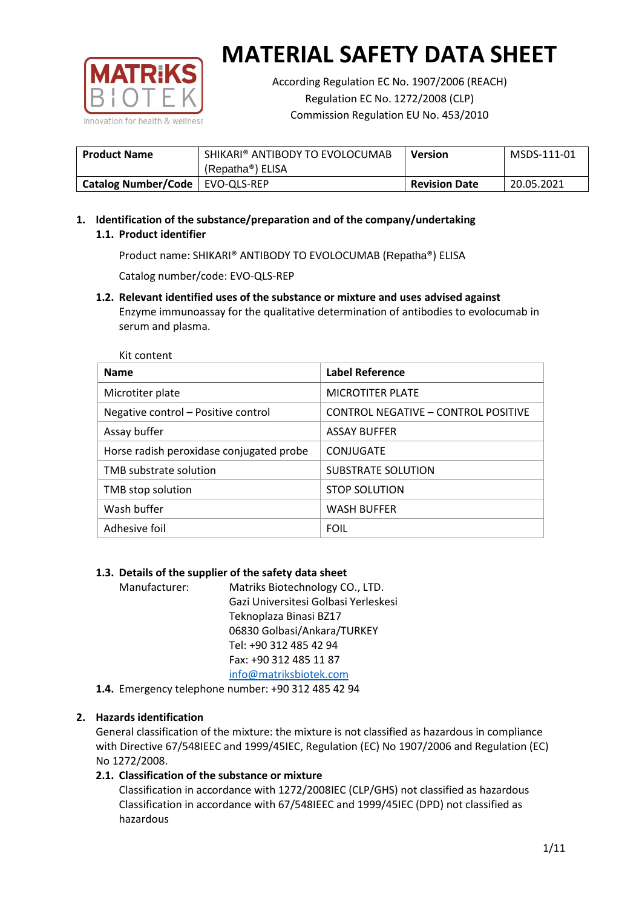# MATERIAL SAFETY DATA SHEET

According Regulation EC No. 1907/2006 (REACH)
Regulation EC No. 1272/2008 (CLP)
Commission Regulation EU No. 453/2010

| Product Name | SHIKARI® ANTIBODY TO EVOLOCUMAB (Repatha®) ELISA | Version | MSDS-111-01 |
|---|---|---|---|
| Catalog Number/Code | EVO-QLS-REP | Revision Date | 20.05.2021 |

## 1. Identification of the substance/preparation and of the company/undertaking

### 1.1. Product identifier

Product name: SHIKARI® ANTIBODY TO EVOLOCUMAB (Repatha®) ELISA

Catalog number/code: EVO-QLS-REP

### 1.2. Relevant identified uses of the substance or mixture and uses advised against

Enzyme immunoassay for the qualitative determination of antibodies to evolocumab in serum and plasma.

Kit content

| Name | Label Reference |
|---|---|
| Microtiter plate | MICROTITER PLATE |
| Negative control – Positive control | CONTROL NEGATIVE – CONTROL POSITIVE |
| Assay buffer | ASSAY BUFFER |
| Horse radish peroxidase conjugated probe | CONJUGATE |
| TMB substrate solution | SUBSTRATE SOLUTION |
| TMB stop solution | STOP SOLUTION |
| Wash buffer | WASH BUFFER |
| Adhesive foil | FOIL |

### 1.3. Details of the supplier of the safety data sheet

Manufacturer: Matriks Biotechnology CO., LTD.
Gazi Universitesi Golbasi Yerleskesi
Teknoplaza Binasi BZ17
06830 Golbasi/Ankara/TURKEY
Tel: +90 312 485 42 94
Fax: +90 312 485 11 87
info@matriksbiotek.com

### 1.4. Emergency telephone number: +90 312 485 42 94

## 2. Hazards identification

General classification of the mixture: the mixture is not classified as hazardous in compliance with Directive 67/548IEEC and 1999/45IEC, Regulation (EC) No 1907/2006 and Regulation (EC) No 1272/2008.

### 2.1. Classification of the substance or mixture

Classification in accordance with 1272/2008IEC (CLP/GHS) not classified as hazardous
Classification in accordance with 67/548IEEC and 1999/45IEC (DPD) not classified as hazardous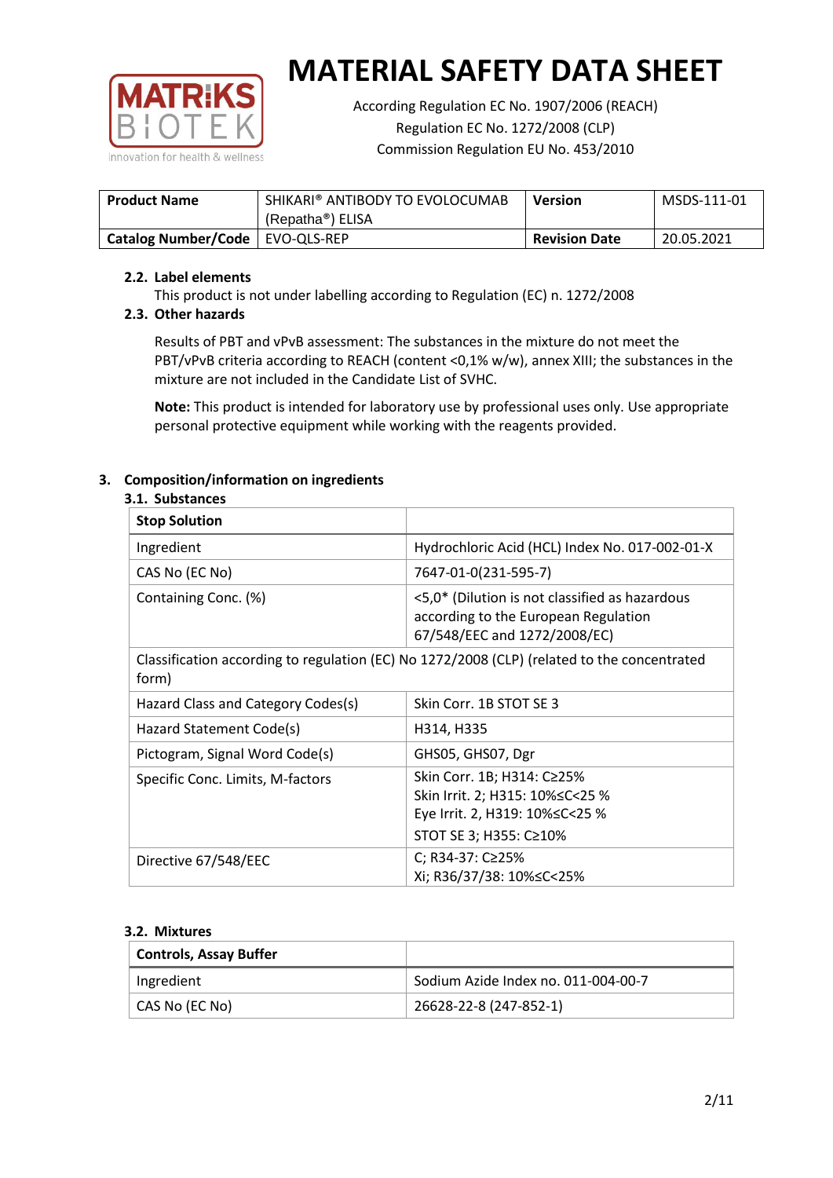# MATERIAL SAFETY DATA SHEET

According Regulation EC No. 1907/2006 (REACH)
Regulation EC No. 1272/2008 (CLP)
Commission Regulation EU No. 453/2010

| Product Name | SHIKARI® ANTIBODY TO EVOLOCUMAB (Repatha®) ELISA | Version | MSDS-111-01 |
|---|---|---|---|
| Catalog Number/Code | EVO-QLS-REP | Revision Date | 20.05.2021 |

### 2.2. Label elements

This product is not under labelling according to Regulation (EC) n. 1272/2008

### 2.3. Other hazards

Results of PBT and vPvB assessment: The substances in the mixture do not meet the PBT/vPvB criteria according to REACH (content <0,1% w/w), annex XIII; the substances in the mixture are not included in the Candidate List of SVHC.

**Note:** This product is intended for laboratory use by professional uses only. Use appropriate personal protective equipment while working with the reagents provided.

## 3. Composition/information on ingredients

### 3.1. Substances

| Stop Solution | |
|---|---|
| Ingredient | Hydrochloric Acid (HCL) Index No. 017-002-01-X |
| CAS No (EC No) | 7647-01-0(231-595-7) |
| Containing Conc. (%) | <5,0* (Dilution is not classified as hazardous according to the European Regulation 67/548/EEC and 1272/2008/EC) |
| Classification according to regulation (EC) No 1272/2008 (CLP) (related to the concentrated form) | |
| Hazard Class and Category Codes(s) | Skin Corr. 1B STOT SE 3 |
| Hazard Statement Code(s) | H314, H335 |
| Pictogram, Signal Word Code(s) | GHS05, GHS07, Dgr |
| Specific Conc. Limits, M-factors | Skin Corr. 1B; H314: C≥25%<br>Skin Irrit. 2; H315: 10%≤C<25 %<br>Eye Irrit. 2, H319: 10%≤C<25 %<br>STOT SE 3; H355: C≥10% |
| Directive 67/548/EEC | C; R34-37: C≥25%<br>Xi; R36/37/38: 10%≤C<25% |

### 3.2. Mixtures

| Controls, Assay Buffer | |
|---|---|
| Ingredient | Sodium Azide Index no. 011-004-00-7 |
| CAS No (EC No) | 26628-22-8 (247-852-1) |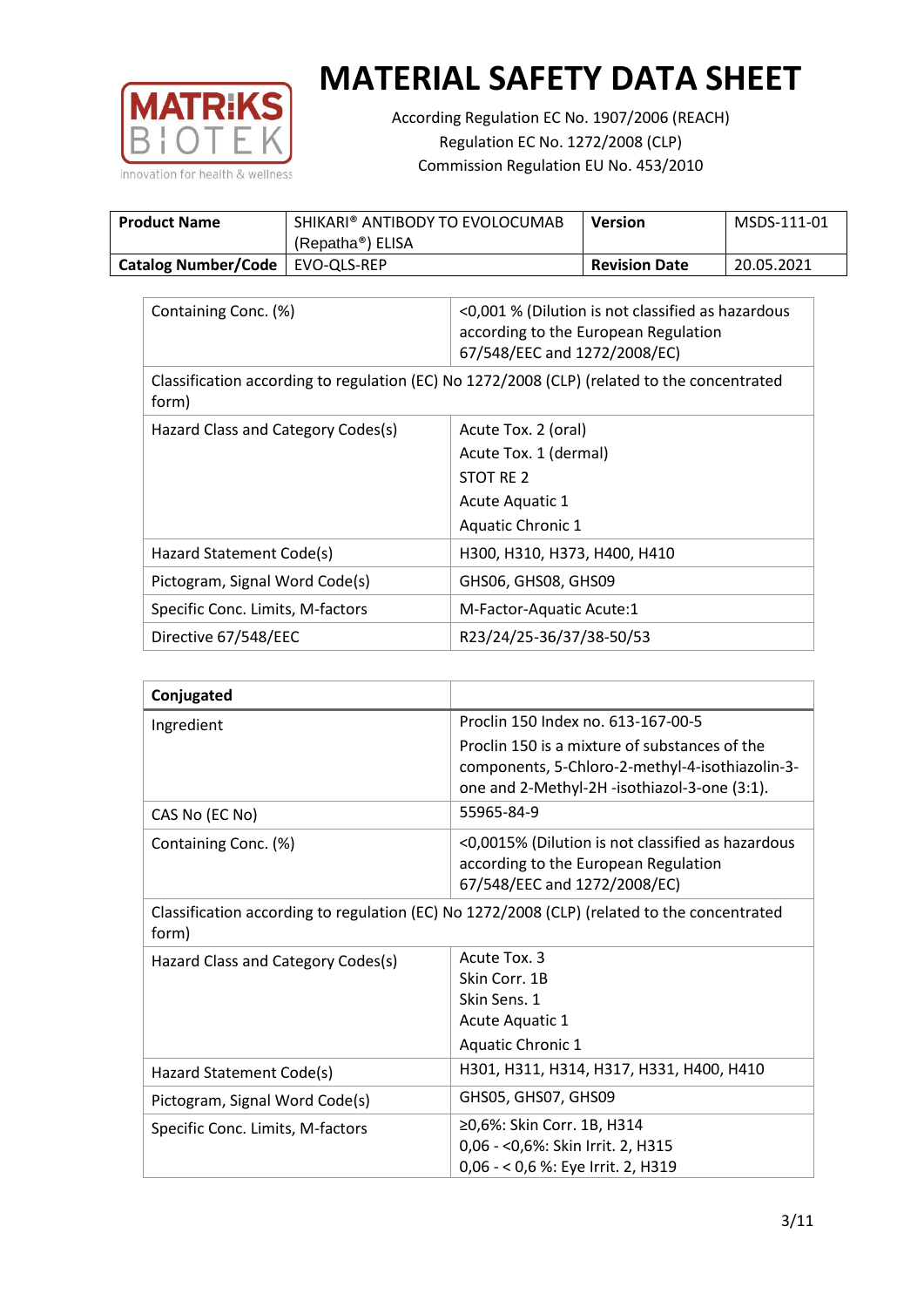# MATERIAL SAFETY DATA SHEET

According Regulation EC No. 1907/2006 (REACH)
Regulation EC No. 1272/2008 (CLP)
Commission Regulation EU No. 453/2010

| **Product Name** | SHIKARI® ANTIBODY TO EVOLOCUMAB (Repatha®) ELISA | **Version** | MSDS-111-01 |
|---|---|---|---|
| **Catalog Number/Code** | EVO-QLS-REP | **Revision Date** | 20.05.2021 |

| | |
|---|---|
| Containing Conc. (%) | <0,001 % (Dilution is not classified as hazardous according to the European Regulation 67/548/EEC and 1272/2008/EC) |
| Classification according to regulation (EC) No 1272/2008 (CLP) (related to the concentrated form) | |
| Hazard Class and Category Codes(s) | Acute Tox. 2 (oral)<br>Acute Tox. 1 (dermal)<br>STOT RE 2<br>Acute Aquatic 1<br>Aquatic Chronic 1 |
| Hazard Statement Code(s) | H300, H310, H373, H400, H410 |
| Pictogram, Signal Word Code(s) | GHS06, GHS08, GHS09 |
| Specific Conc. Limits, M-factors | M-Factor-Aquatic Acute:1 |
| Directive 67/548/EEC | R23/24/25-36/37/38-50/53 |

| **Conjugated** | |
|---|---|
| Ingredient | Proclin 150 Index no. 613-167-00-5<br>Proclin 150 is a mixture of substances of the components, 5-Chloro-2-methyl-4-isothiazolin-3-one and 2-Methyl-2H -isothiazol-3-one (3:1). |
| CAS No (EC No) | 55965-84-9 |
| Containing Conc. (%) | <0,0015% (Dilution is not classified as hazardous according to the European Regulation 67/548/EEC and 1272/2008/EC) |
| Classification according to regulation (EC) No 1272/2008 (CLP) (related to the concentrated form) | |
| Hazard Class and Category Codes(s) | Acute Tox. 3<br>Skin Corr. 1B<br>Skin Sens. 1<br>Acute Aquatic 1<br>Aquatic Chronic 1 |
| Hazard Statement Code(s) | H301, H311, H314, H317, H331, H400, H410 |
| Pictogram, Signal Word Code(s) | GHS05, GHS07, GHS09 |
| Specific Conc. Limits, M-factors | ≥0,6%: Skin Corr. 1B, H314<br>0,06 - <0,6%: Skin Irrit. 2, H315<br>0,06 - < 0,6 %: Eye Irrit. 2, H319 |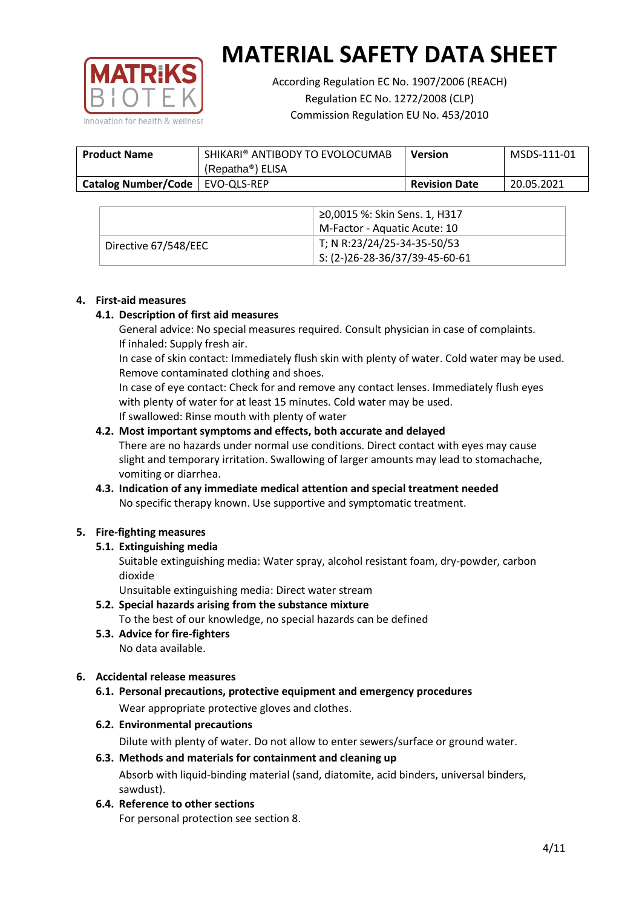| | |
|---|---|
| | ≥0,0015 %: Skin Sens. 1, H317<br>M-Factor - Aquatic Acute: 10 |
| Directive 67/548/EEC | T; N R:23/24/25-34-35-50/53<br>S: (2-)26-28-36/37/39-45-60-61 |

## 4. First-aid measures

### 4.1. Description of first aid measures

General advice: No special measures required. Consult physician in case of complaints.
If inhaled: Supply fresh air.
In case of skin contact: Immediately flush skin with plenty of water. Cold water may be used. Remove contaminated clothing and shoes.
In case of eye contact: Check for and remove any contact lenses. Immediately flush eyes with plenty of water for at least 15 minutes. Cold water may be used.
If swallowed: Rinse mouth with plenty of water

### 4.2. Most important symptoms and effects, both accurate and delayed

There are no hazards under normal use conditions. Direct contact with eyes may cause slight and temporary irritation. Swallowing of larger amounts may lead to stomachache, vomiting or diarrhea.

### 4.3. Indication of any immediate medical attention and special treatment needed

No specific therapy known. Use supportive and symptomatic treatment.

## 5. Fire-fighting measures

### 5.1. Extinguishing media

Suitable extinguishing media: Water spray, alcohol resistant foam, dry-powder, carbon dioxide
Unsuitable extinguishing media: Direct water stream

### 5.2. Special hazards arising from the substance mixture

To the best of our knowledge, no special hazards can be defined

### 5.3. Advice for fire-fighters

No data available.

## 6. Accidental release measures

### 6.1. Personal precautions, protective equipment and emergency procedures

Wear appropriate protective gloves and clothes.

### 6.2. Environmental precautions

Dilute with plenty of water. Do not allow to enter sewers/surface or ground water.

### 6.3. Methods and materials for containment and cleaning up

Absorb with liquid-binding material (sand, diatomite, acid binders, universal binders, sawdust).

### 6.4. Reference to other sections

For personal protection see section 8.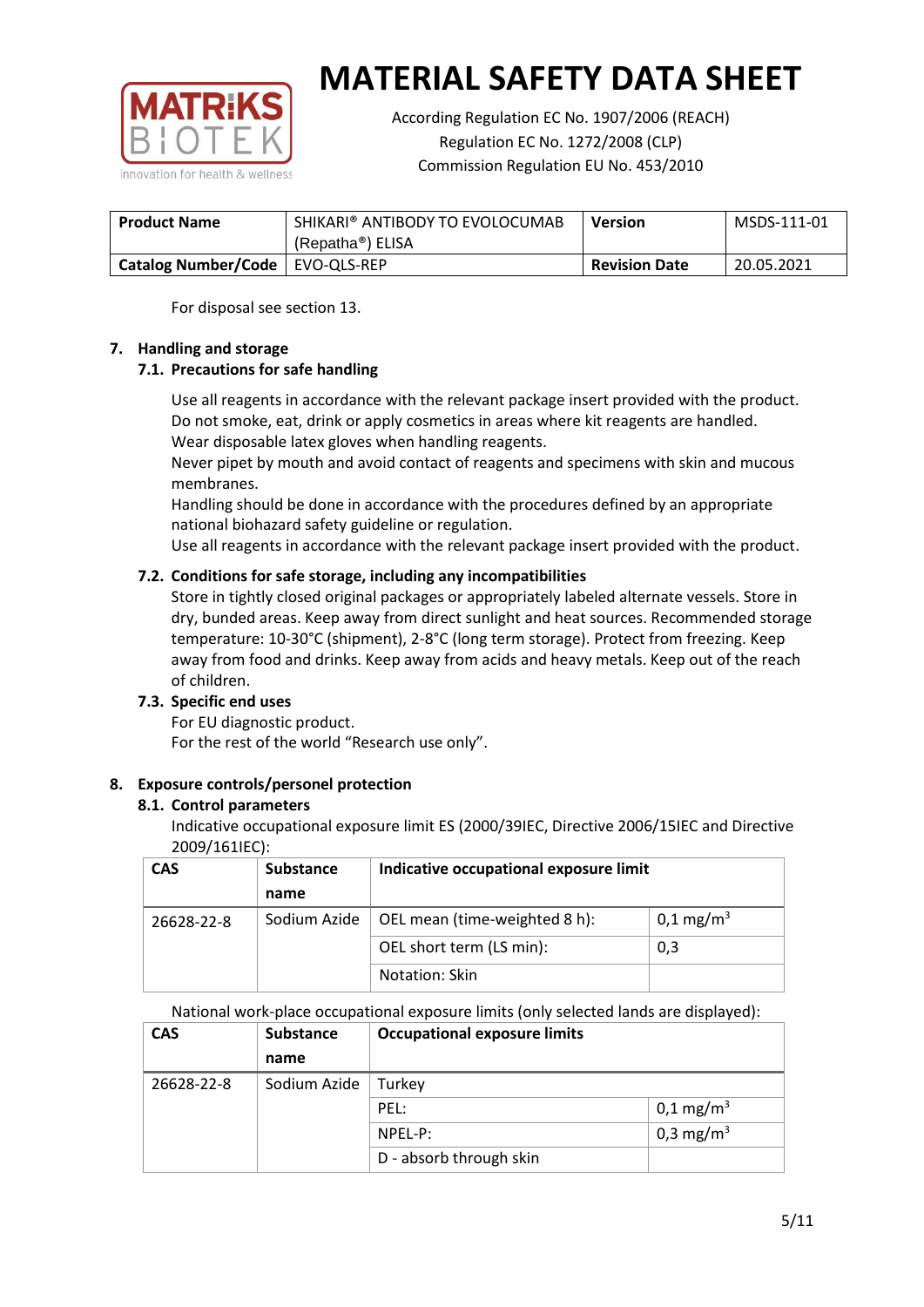For disposal see section 13.

## 7. Handling and storage

### 7.1. Precautions for safe handling

Use all reagents in accordance with the relevant package insert provided with the product.
Do not smoke, eat, drink or apply cosmetics in areas where kit reagents are handled.
Wear disposable latex gloves when handling reagents.
Never pipet by mouth and avoid contact of reagents and specimens with skin and mucous membranes.
Handling should be done in accordance with the procedures defined by an appropriate national biohazard safety guideline or regulation.
Use all reagents in accordance with the relevant package insert provided with the product.

### 7.2. Conditions for safe storage, including any incompatibilities

Store in tightly closed original packages or appropriately labeled alternate vessels. Store in dry, bunded areas. Keep away from direct sunlight and heat sources. Recommended storage temperature: 10-30°C (shipment), 2-8°C (long term storage). Protect from freezing. Keep away from food and drinks. Keep away from acids and heavy metals. Keep out of the reach of children.

### 7.3. Specific end uses

For EU diagnostic product.
For the rest of the world "Research use only".

## 8. Exposure controls/personel protection

### 8.1. Control parameters

Indicative occupational exposure limit ES (2000/39IEC, Directive 2006/15IEC and Directive 2009/161IEC):

| CAS | Substance name | Indicative occupational exposure limit | |
|---|---|---|---|
| 26628-22-8 | Sodium Azide | OEL mean (time-weighted 8 h): | 0,1 mg/m$^3$ |
| | | OEL short term (LS min): | 0,3 |
| | | Notation: Skin | |

National work-place occupational exposure limits (only selected lands are displayed):

| CAS | Substance name | Occupational exposure limits | |
|---|---|---|---|
| 26628-22-8 | Sodium Azide | Turkey | |
| | | PEL: | 0,1 mg/m$^3$ |
| | | NPEL-P: | 0,3 mg/m$^3$ |
| | | D - absorb through skin | |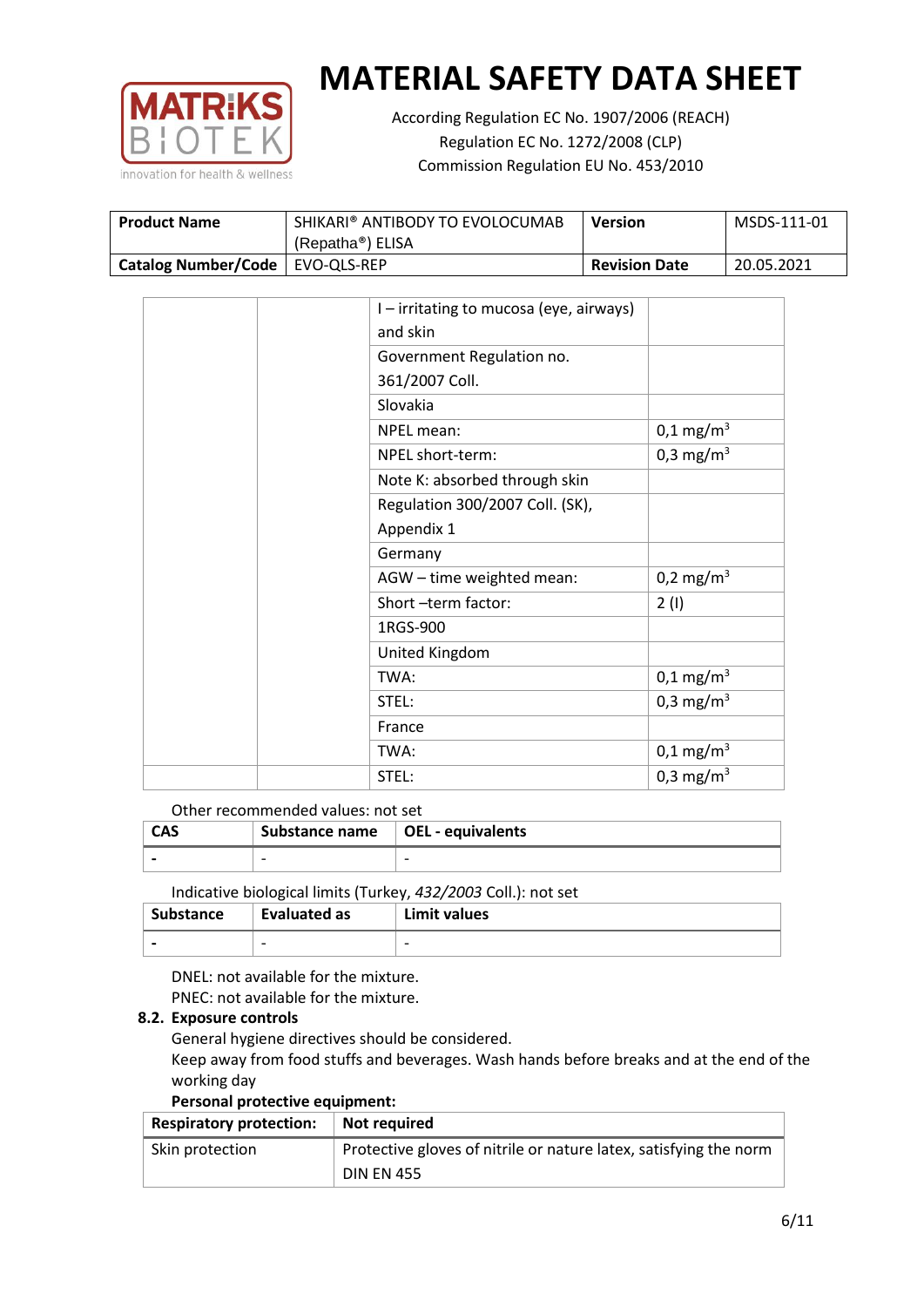| | | I – irritating to mucosa (eye, airways) and skin | |
|---|---|---|---|
| | | Government Regulation no. 361/2007 Coll. | |
| | | Slovakia | |
| | | NPEL mean: | 0,1 mg/m$^3$ |
| | | NPEL short-term: | 0,3 mg/m$^3$ |
| | | Note K: absorbed through skin | |
| | | Regulation 300/2007 Coll. (SK), Appendix 1 | |
| | | Germany | |
| | | AGW – time weighted mean: | 0,2 mg/m$^3$ |
| | | Short –term factor: | 2 (I) |
| | | 1RGS-900 | |
| | | United Kingdom | |
| | | TWA: | 0,1 mg/m$^3$ |
| | | STEL: | 0,3 mg/m$^3$ |
| | | France | |
| | | TWA: | 0,1 mg/m$^3$ |
| | | STEL: | 0,3 mg/m$^3$ |

Other recommended values: not set

| CAS | Substance name | OEL - equivalents |
|---|---|---|
| - | - | - |

Indicative biological limits (Turkey, *432/2003* Coll.): not set

| Substance | Evaluated as | Limit values |
|---|---|---|
| - | - | - |

DNEL: not available for the mixture.
PNEC: not available for the mixture.

### 8.2. Exposure controls

General hygiene directives should be considered.
Keep away from food stuffs and beverages. Wash hands before breaks and at the end of the working day

**Personal protective equipment:**

| Respiratory protection: | Not required |
|---|---|
| Skin protection | Protective gloves of nitrile or nature latex, satisfying the norm DIN EN 455 |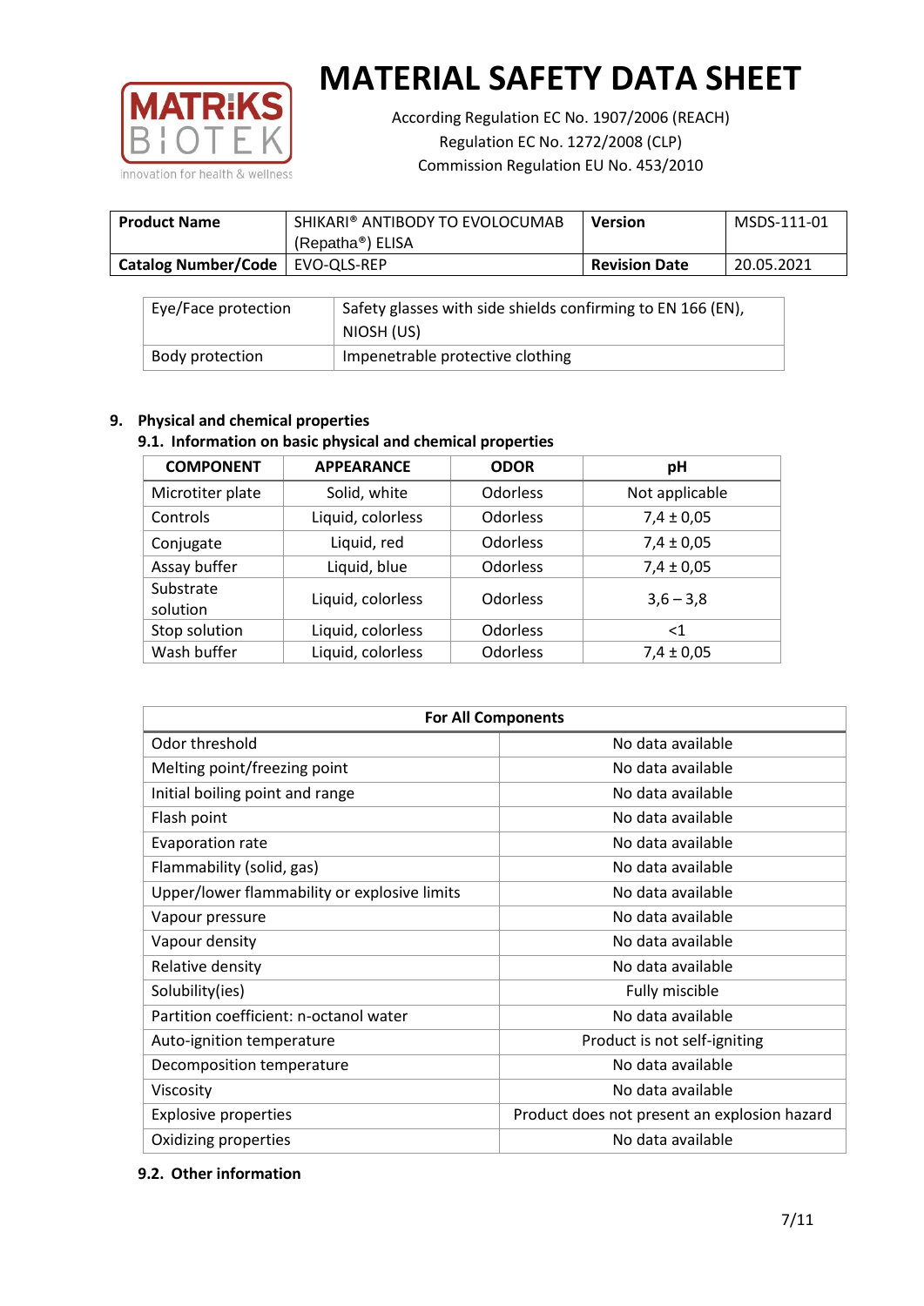# MATERIAL SAFETY DATA SHEET

According Regulation EC No. 1907/2006 (REACH)
Regulation EC No. 1272/2008 (CLP)
Commission Regulation EU No. 453/2010

| **Product Name** | SHIKARI® ANTIBODY TO EVOLOCUMAB (Repatha®) ELISA | **Version** | MSDS-111-01 |
|---|---|---|---|
| **Catalog Number/Code** | EVO-QLS-REP | **Revision Date** | 20.05.2021 |

| Eye/Face protection | Safety glasses with side shields confirming to EN 166 (EN), NIOSH (US) |
|---|---|
| Body protection | Impenetrable protective clothing |

## 9. Physical and chemical properties

### 9.1. Information on basic physical and chemical properties

| COMPONENT | APPEARANCE | ODOR | pH |
|---|---|---|---|
| Microtiter plate | Solid, white | Odorless | Not applicable |
| Controls | Liquid, colorless | Odorless | 7,4 ± 0,05 |
| Conjugate | Liquid, red | Odorless | 7,4 ± 0,05 |
| Assay buffer | Liquid, blue | Odorless | 7,4 ± 0,05 |
| Substrate solution | Liquid, colorless | Odorless | 3,6 – 3,8 |
| Stop solution | Liquid, colorless | Odorless | <1 |
| Wash buffer | Liquid, colorless | Odorless | 7,4 ± 0,05 |

| For All Components | |
|---|---|
| Odor threshold | No data available |
| Melting point/freezing point | No data available |
| Initial boiling point and range | No data available |
| Flash point | No data available |
| Evaporation rate | No data available |
| Flammability (solid, gas) | No data available |
| Upper/lower flammability or explosive limits | No data available |
| Vapour pressure | No data available |
| Vapour density | No data available |
| Relative density | No data available |
| Solubility(ies) | Fully miscible |
| Partition coefficient: n-octanol water | No data available |
| Auto-ignition temperature | Product is not self-igniting |
| Decomposition temperature | No data available |
| Viscosity | No data available |
| Explosive properties | Product does not present an explosion hazard |
| Oxidizing properties | No data available |

### 9.2. Other information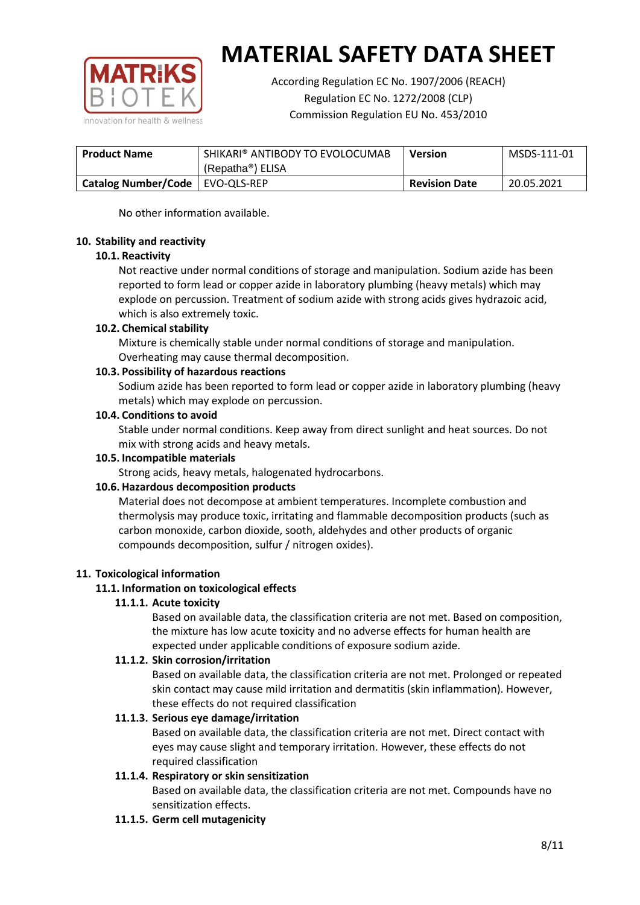No other information available.

## 10. Stability and reactivity

### 10.1. Reactivity

Not reactive under normal conditions of storage and manipulation. Sodium azide has been reported to form lead or copper azide in laboratory plumbing (heavy metals) which may explode on percussion. Treatment of sodium azide with strong acids gives hydrazoic acid, which is also extremely toxic.

### 10.2. Chemical stability

Mixture is chemically stable under normal conditions of storage and manipulation. Overheating may cause thermal decomposition.

### 10.3. Possibility of hazardous reactions

Sodium azide has been reported to form lead or copper azide in laboratory plumbing (heavy metals) which may explode on percussion.

### 10.4. Conditions to avoid

Stable under normal conditions. Keep away from direct sunlight and heat sources. Do not mix with strong acids and heavy metals.

### 10.5. Incompatible materials

Strong acids, heavy metals, halogenated hydrocarbons.

### 10.6. Hazardous decomposition products

Material does not decompose at ambient temperatures. Incomplete combustion and thermolysis may produce toxic, irritating and flammable decomposition products (such as carbon monoxide, carbon dioxide, sooth, aldehydes and other products of organic compounds decomposition, sulfur / nitrogen oxides).

## 11. Toxicological information

### 11.1. Information on toxicological effects

#### 11.1.1. Acute toxicity

Based on available data, the classification criteria are not met. Based on composition, the mixture has low acute toxicity and no adverse effects for human health are expected under applicable conditions of exposure sodium azide.

#### 11.1.2. Skin corrosion/irritation

Based on available data, the classification criteria are not met. Prolonged or repeated skin contact may cause mild irritation and dermatitis (skin inflammation). However, these effects do not required classification

#### 11.1.3. Serious eye damage/irritation

Based on available data, the classification criteria are not met. Direct contact with eyes may cause slight and temporary irritation. However, these effects do not required classification

#### 11.1.4. Respiratory or skin sensitization

Based on available data, the classification criteria are not met. Compounds have no sensitization effects.

#### 11.1.5. Germ cell mutagenicity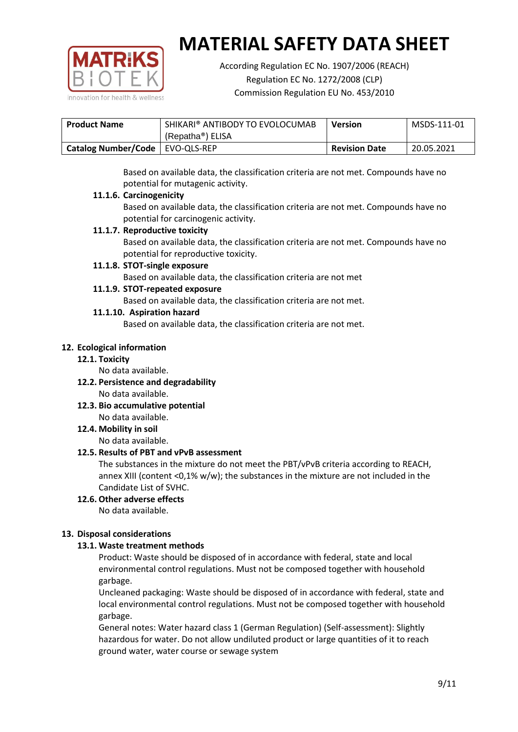| **Product Name** | SHIKARI® ANTIBODY TO EVOLOCUMAB (Repatha®) ELISA | **Version** | MSDS-111-01 |
|---|---|---|---|
| **Catalog Number/Code** | EVO-QLS-REP | **Revision Date** | 20.05.2021 |

Based on available data, the classification criteria are not met. Compounds have no potential for mutagenic activity.

**11.1.6. Carcinogenicity**

Based on available data, the classification criteria are not met. Compounds have no potential for carcinogenic activity.

**11.1.7. Reproductive toxicity**

Based on available data, the classification criteria are not met. Compounds have no potential for reproductive toxicity.

**11.1.8. STOT-single exposure**

Based on available data, the classification criteria are not met

**11.1.9. STOT-repeated exposure**

Based on available data, the classification criteria are not met.

**11.1.10. Aspiration hazard**

Based on available data, the classification criteria are not met.

## 12. Ecological information

### 12.1. Toxicity

No data available.

### 12.2. Persistence and degradability

No data available.

### 12.3. Bio accumulative potential

No data available.

### 12.4. Mobility in soil

No data available.

### 12.5. Results of PBT and vPvB assessment

The substances in the mixture do not meet the PBT/vPvB criteria according to REACH, annex XIII (content <0,1% w/w); the substances in the mixture are not included in the Candidate List of SVHC.

### 12.6. Other adverse effects

No data available.

## 13. Disposal considerations

### 13.1. Waste treatment methods

Product: Waste should be disposed of in accordance with federal, state and local environmental control regulations. Must not be composed together with household garbage.

Uncleaned packaging: Waste should be disposed of in accordance with federal, state and local environmental control regulations. Must not be composed together with household garbage.

General notes: Water hazard class 1 (German Regulation) (Self-assessment): Slightly hazardous for water. Do not allow undiluted product or large quantities of it to reach ground water, water course or sewage system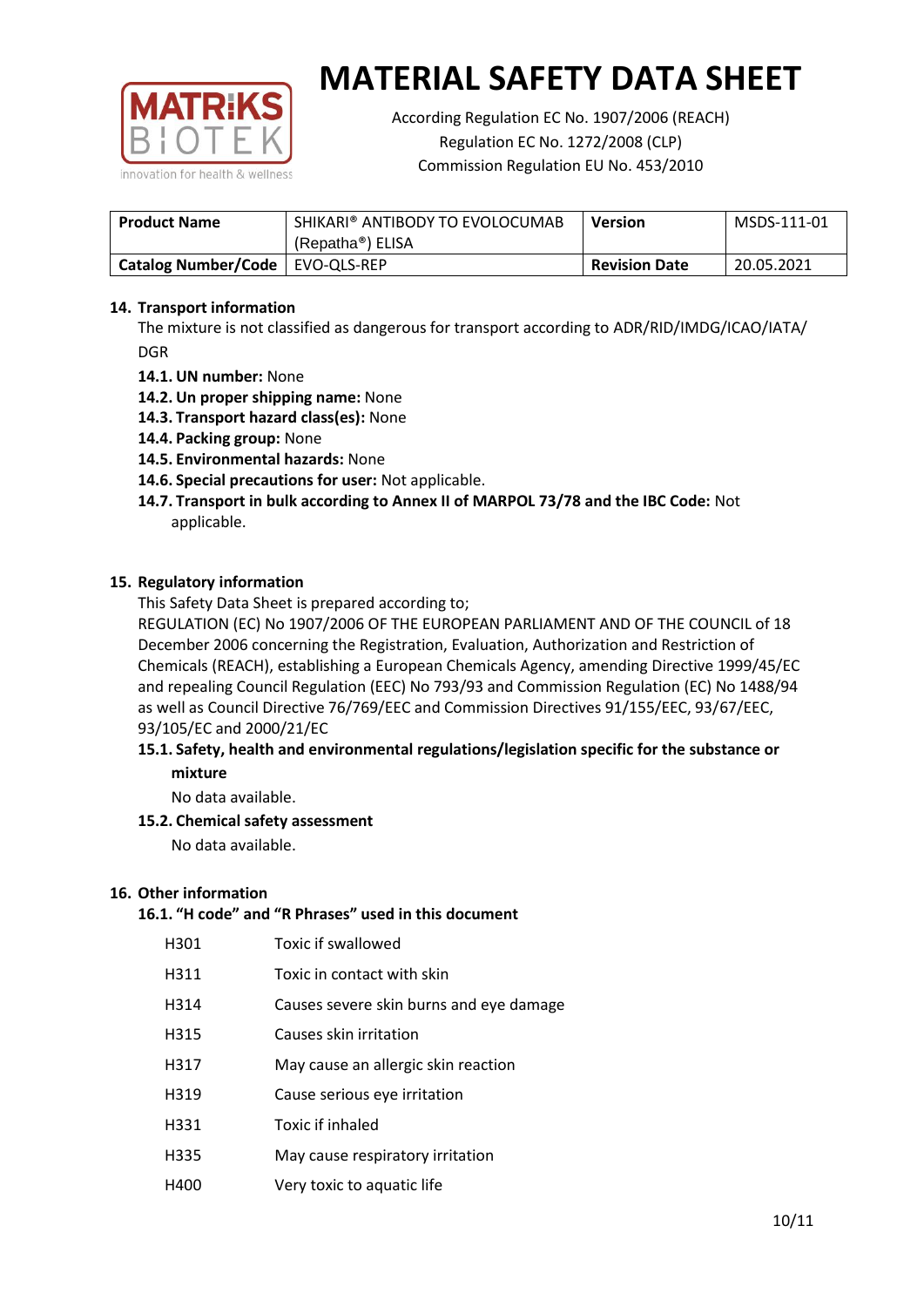# MATERIAL SAFETY DATA SHEET

According Regulation EC No. 1907/2006 (REACH)
Regulation EC No. 1272/2008 (CLP)
Commission Regulation EU No. 453/2010

| **Product Name** | SHIKARI® ANTIBODY TO EVOLOCUMAB (Repatha®) ELISA | **Version** | MSDS-111-01 |
|---|---|---|---|
| **Catalog Number/Code** | EVO-QLS-REP | **Revision Date** | 20.05.2021 |

## 14. Transport information

The mixture is not classified as dangerous for transport according to ADR/RID/IMDG/ICAO/IATA/DGR

- **14.1. UN number:** None
- **14.2. Un proper shipping name:** None
- **14.3. Transport hazard class(es):** None
- **14.4. Packing group:** None
- **14.5. Environmental hazards:** None
- **14.6. Special precautions for user:** Not applicable.
- **14.7. Transport in bulk according to Annex II of MARPOL 73/78 and the IBC Code:** Not applicable.

## 15. Regulatory information

This Safety Data Sheet is prepared according to;

REGULATION (EC) No 1907/2006 OF THE EUROPEAN PARLIAMENT AND OF THE COUNCIL of 18 December 2006 concerning the Registration, Evaluation, Authorization and Restriction of Chemicals (REACH), establishing a European Chemicals Agency, amending Directive 1999/45/EC and repealing Council Regulation (EEC) No 793/93 and Commission Regulation (EC) No 1488/94 as well as Council Directive 76/769/EEC and Commission Directives 91/155/EEC, 93/67/EEC, 93/105/EC and 2000/21/EC

### 15.1. Safety, health and environmental regulations/legislation specific for the substance or mixture

No data available.

### 15.2. Chemical safety assessment

No data available.

## 16. Other information

### 16.1. "H code" and "R Phrases" used in this document

| | |
|---|---|
| H301 | Toxic if swallowed |
| H311 | Toxic in contact with skin |
| H314 | Causes severe skin burns and eye damage |
| H315 | Causes skin irritation |
| H317 | May cause an allergic skin reaction |
| H319 | Cause serious eye irritation |
| H331 | Toxic if inhaled |
| H335 | May cause respiratory irritation |
| H400 | Very toxic to aquatic life |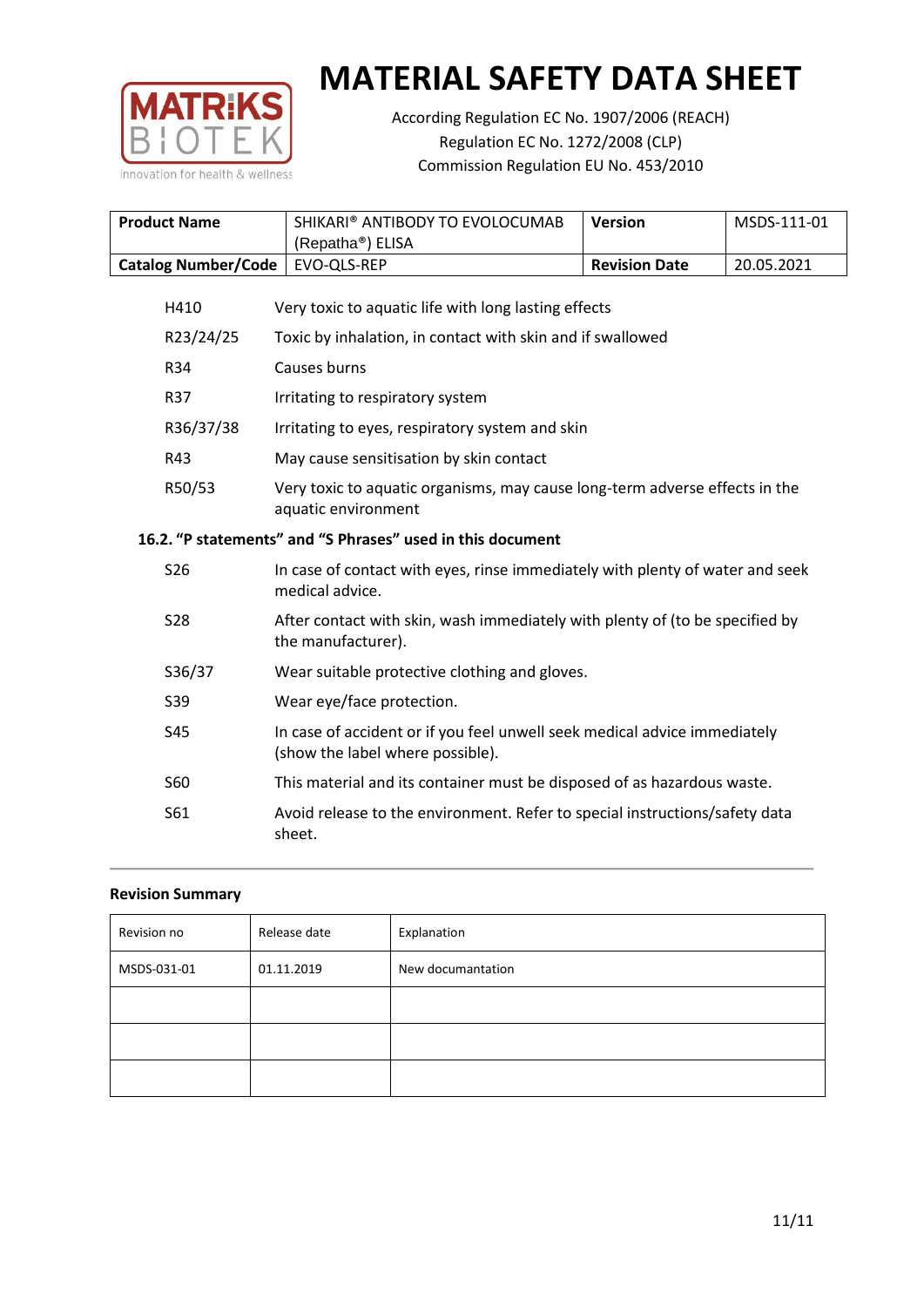| | | | |
|---|---|---|---|
| **Product Name** | SHIKARI® ANTIBODY TO EVOLOCUMAB (Repatha®) ELISA | **Version** | MSDS-111-01 |
| **Catalog Number/Code** | EVO-QLS-REP | **Revision Date** | 20.05.2021 |

| | |
|---|---|
| H410 | Very toxic to aquatic life with long lasting effects |
| R23/24/25 | Toxic by inhalation, in contact with skin and if swallowed |
| R34 | Causes burns |
| R37 | Irritating to respiratory system |
| R36/37/38 | Irritating to eyes, respiratory system and skin |
| R43 | May cause sensitisation by skin contact |
| R50/53 | Very toxic to aquatic organisms, may cause long-term adverse effects in the aquatic environment |

**16.2. "P statements" and "S Phrases" used in this document**

| | |
|---|---|
| S26 | In case of contact with eyes, rinse immediately with plenty of water and seek medical advice. |
| S28 | After contact with skin, wash immediately with plenty of (to be specified by the manufacturer). |
| S36/37 | Wear suitable protective clothing and gloves. |
| S39 | Wear eye/face protection. |
| S45 | In case of accident or if you feel unwell seek medical advice immediately (show the label where possible). |
| S60 | This material and its container must be disposed of as hazardous waste. |
| S61 | Avoid release to the environment. Refer to special instructions/safety data sheet. |

---

**Revision Summary**

| Revision no | Release date | Explanation |
|---|---|---|
| MSDS-031-01 | 01.11.2019 | New documantation |
| | | |
| | | |
| | | |